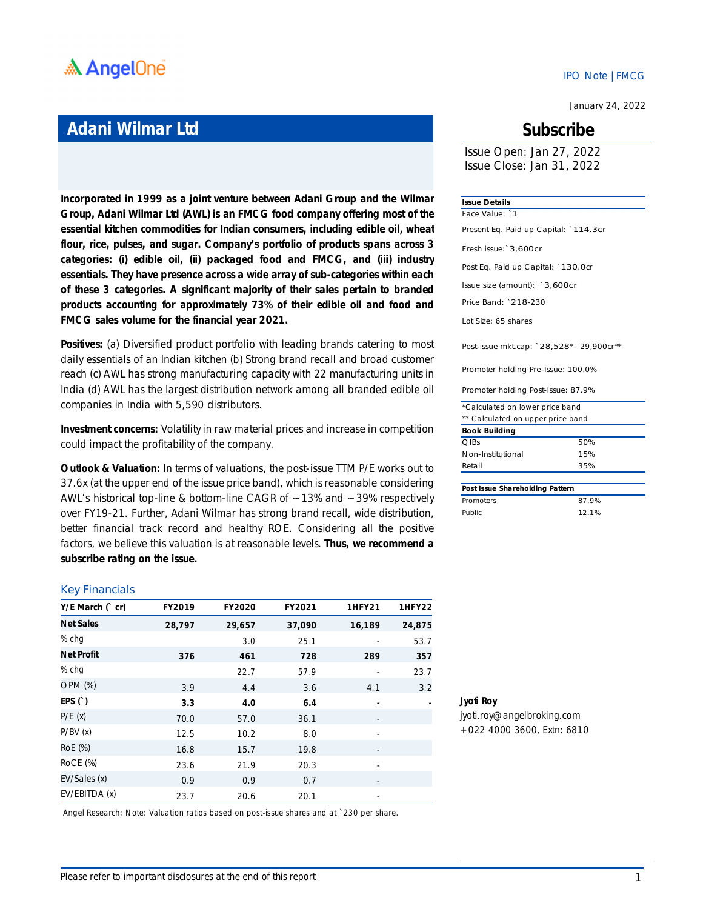IPO Note | FMCG

January 24, 2022

# Adani Wilmar Ltd

## Subscribe

Issue Open: Jan 27, 2022
Issue Close: Jan 31, 2022

**Incorporated in 1999 as a joint venture between Adani Group and the Wilmar Group, Adani Wilmar Ltd (AWL) is an FMCG food company offering most of the essential kitchen commodities for Indian consumers, including edible oil, wheat flour, rice, pulses, and sugar. Company's portfolio of products spans across 3 categories: (i) edible oil, (ii) packaged food and FMCG, and (iii) industry essentials. They have presence across a wide array of sub-categories within each of these 3 categories. A significant majority of their sales pertain to branded products accounting for approximately 73% of their edible oil and food and FMCG sales volume for the financial year 2021.**

**Positives:** (a) Diversified product portfolio with leading brands catering to most daily essentials of an Indian kitchen (b) Strong brand recall and broad customer reach (c) AWL has strong manufacturing capacity with 22 manufacturing units in India (d) AWL has the largest distribution network among all branded edible oil companies in India with 5,590 distributors.

**Investment concerns:** Volatility in raw material prices and increase in competition could impact the profitability of the company.

**Outlook & Valuation:** In terms of valuations, the post-issue TTM P/E works out to 37.6x (at the upper end of the issue price band), which is reasonable considering AWL's historical top-line & bottom-line CAGR of ~13% and ~39% respectively over FY19-21. Further, Adani Wilmar has strong brand recall, wide distribution, better financial track record and healthy ROE. Considering all the positive factors, we believe this valuation is at reasonable levels. **Thus, we recommend a subscribe rating on the issue.**

| Issue Details | |
|---|---|
| Face Value: `1 | |
| Present Eq. Paid up Capital: `114.3cr | |
| Fresh issue:`3,600cr | |
| Post Eq. Paid up Capital: `130.0cr | |
| Issue size (amount): `3,600cr | |
| Price Band: `218-230 | |
| Lot Size: 65 shares | |
| Post-issue mkt.cap: `28,528*– 29,900cr** | |
| Promoter holding Pre-Issue: 100.0% | |
| Promoter holding Post-Issue: 87.9% | |

*Calculated on lower price band
** Calculated on upper price band

| Book Building | |
|---|---|
| QIBs | 50% |
| Non-Institutional | 15% |
| Retail | 35% |

| Post Issue Shareholding Pattern | |
|---|---|
| Promoters | 87.9% |
| Public | 12.1% |

### Key Financials

| Y/E March (` cr) | FY2019 | FY2020 | FY2021 | 1HFY21 | 1HFY22 |
|---|---|---|---|---|---|
| **Net Sales** | **28,797** | **29,657** | **37,090** | **16,189** | **24,875** |
| % chg | | 3.0 | 25.1 | - | 53.7 |
| **Net Profit** | **376** | **461** | **728** | **289** | **357** |
| % chg | | 22.7 | 57.9 | - | 23.7 |
| OPM (%) | 3.9 | 4.4 | 3.6 | 4.1 | 3.2 |
| **EPS (`)** | **3.3** | **4.0** | **6.4** | **-** | **-** |
| P/E (x) | 70.0 | 57.0 | 36.1 | - | |
| P/BV (x) | 12.5 | 10.2 | 8.0 | - | |
| RoE (%) | 16.8 | 15.7 | 19.8 | - | |
| RoCE (%) | 23.6 | 21.9 | 20.3 | - | |
| EV/Sales (x) | 0.9 | 0.9 | 0.7 | - | |
| EV/EBITDA (x) | 23.7 | 20.6 | 20.1 | - | |

Angel Research; Note: Valuation ratios based on post-issue shares and at `230 per share.

**Jyoti Roy**
jyoti.roy@angelbroking.com
+022 4000 3600, Extn: 6810

Please refer to important disclosures at the end of this report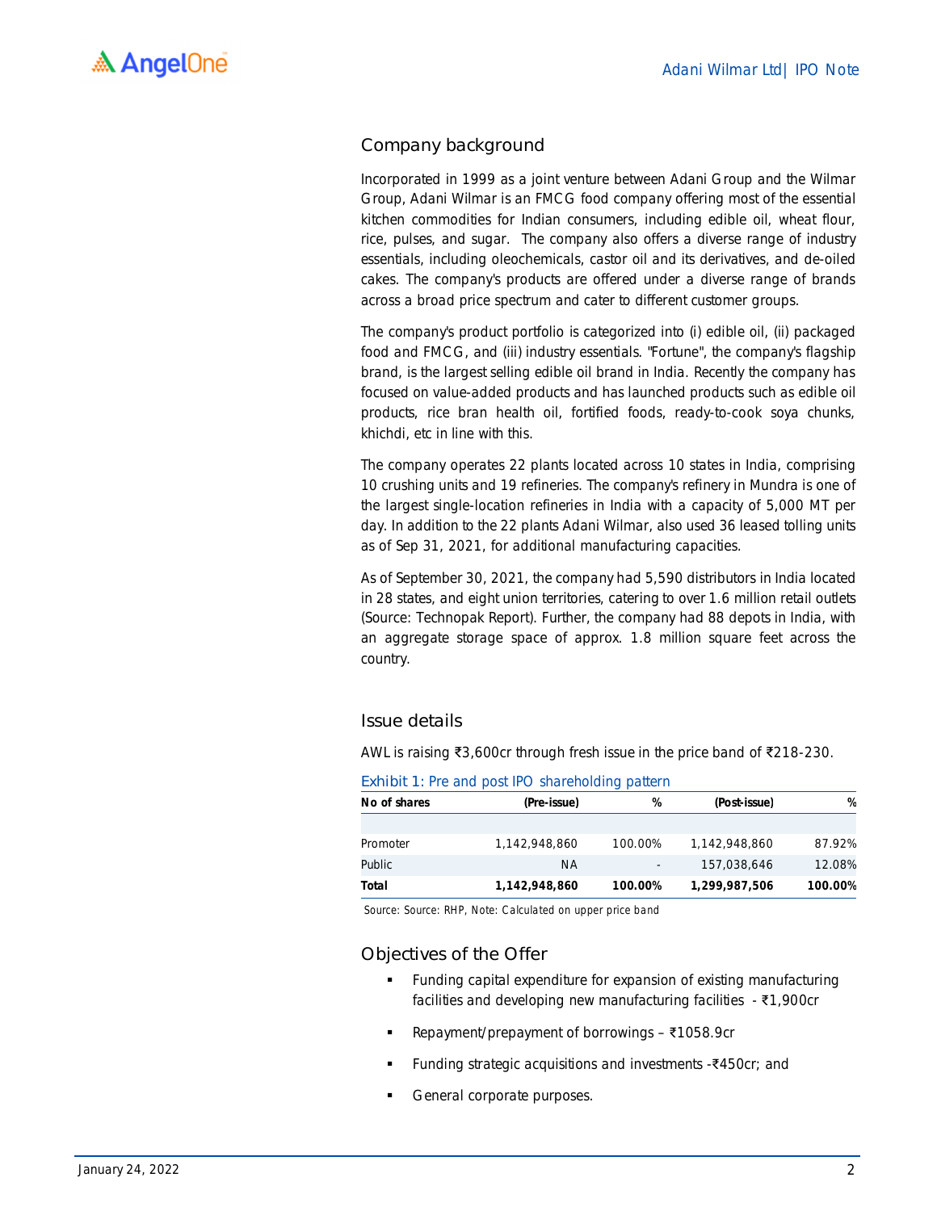## Company background

Incorporated in 1999 as a joint venture between Adani Group and the Wilmar Group, Adani Wilmar is an FMCG food company offering most of the essential kitchen commodities for Indian consumers, including edible oil, wheat flour, rice, pulses, and sugar. The company also offers a diverse range of industry essentials, including oleochemicals, castor oil and its derivatives, and de-oiled cakes. The company's products are offered under a diverse range of brands across a broad price spectrum and cater to different customer groups.

The company's product portfolio is categorized into (i) edible oil, (ii) packaged food and FMCG, and (iii) industry essentials. "Fortune", the company's flagship brand, is the largest selling edible oil brand in India. Recently the company has focused on value-added products and has launched products such as edible oil products, rice bran health oil, fortified foods, ready-to-cook soya chunks, khichdi, etc in line with this.

The company operates 22 plants located across 10 states in India, comprising 10 crushing units and 19 refineries. The company's refinery in Mundra is one of the largest single-location refineries in India with a capacity of 5,000 MT per day. In addition to the 22 plants Adani Wilmar, also used 36 leased tolling units as of Sep 31, 2021, for additional manufacturing capacities.

As of September 30, 2021, the company had 5,590 distributors in India located in 28 states, and eight union territories, catering to over 1.6 million retail outlets (Source: Technopak Report). Further, the company had 88 depots in India, with an aggregate storage space of approx. 1.8 million square feet across the country.

## Issue details

AWL is raising ₹3,600cr through fresh issue in the price band of ₹218-230.

Exhibit 1: Pre and post IPO shareholding pattern

| No of shares | (Pre-issue) | % | (Post-issue) | % |
|---|---|---|---|---|
| Promoter | 1,142,948,860 | 100.00% | 1,142,948,860 | 87.92% |
| Public | NA | - | 157,038,646 | 12.08% |
| **Total** | **1,142,948,860** | **100.00%** | **1,299,987,506** | **100.00%** |

Source: Source: RHP, Note: Calculated on upper price band

## Objectives of the Offer

- Funding capital expenditure for expansion of existing manufacturing facilities and developing new manufacturing facilities - ₹1,900cr
- Repayment/prepayment of borrowings – ₹1058.9cr
- Funding strategic acquisitions and investments -₹450cr; and
- General corporate purposes.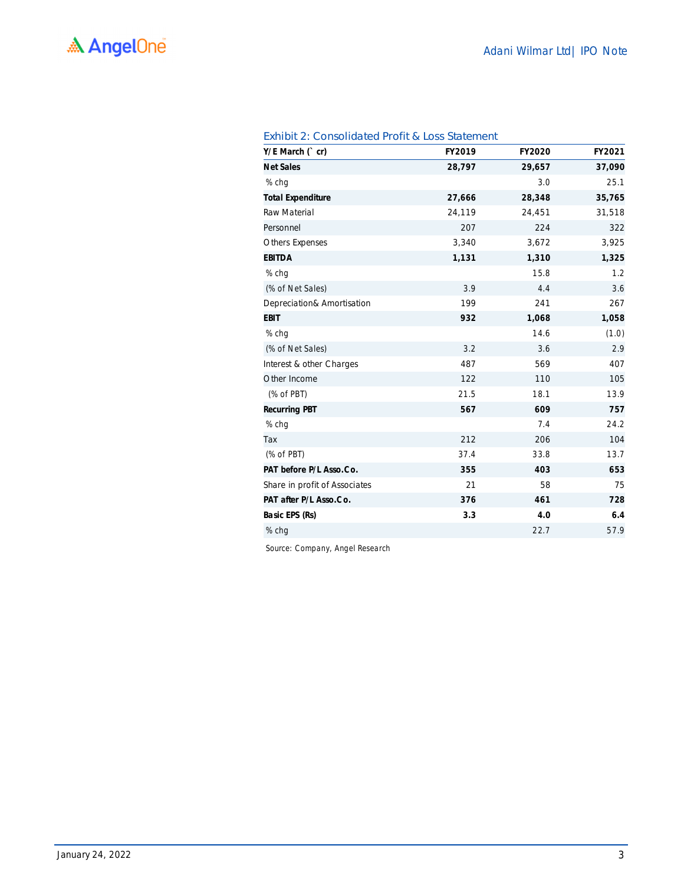Exhibit 2: Consolidated Profit & Loss Statement

| Y/E March (` cr) | FY2019 | FY2020 | FY2021 |
|---|---|---|---|
| **Net Sales** | **28,797** | **29,657** | **37,090** |
| % chg | | 3.0 | 25.1 |
| **Total Expenditure** | **27,666** | **28,348** | **35,765** |
| Raw Material | 24,119 | 24,451 | 31,518 |
| Personnel | 207 | 224 | 322 |
| Others Expenses | 3,340 | 3,672 | 3,925 |
| **EBITDA** | **1,131** | **1,310** | **1,325** |
| % chg | | 15.8 | 1.2 |
| (% of Net Sales) | 3.9 | 4.4 | 3.6 |
| Depreciation& Amortisation | 199 | 241 | 267 |
| **EBIT** | **932** | **1,068** | **1,058** |
| % chg | | 14.6 | (1.0) |
| (% of Net Sales) | 3.2 | 3.6 | 2.9 |
| Interest & other Charges | 487 | 569 | 407 |
| Other Income | 122 | 110 | 105 |
| (% of PBT) | 21.5 | 18.1 | 13.9 |
| **Recurring PBT** | **567** | **609** | **757** |
| % chg | | 7.4 | 24.2 |
| Tax | 212 | 206 | 104 |
| (% of PBT) | 37.4 | 33.8 | 13.7 |
| **PAT before P/L Asso.Co.** | **355** | **403** | **653** |
| Share in profit of Associates | 21 | 58 | 75 |
| **PAT after P/L Asso.Co.** | **376** | **461** | **728** |
| **Basic EPS (Rs)** | **3.3** | **4.0** | **6.4** |
| % chg | | 22.7 | 57.9 |

Source: Company, Angel Research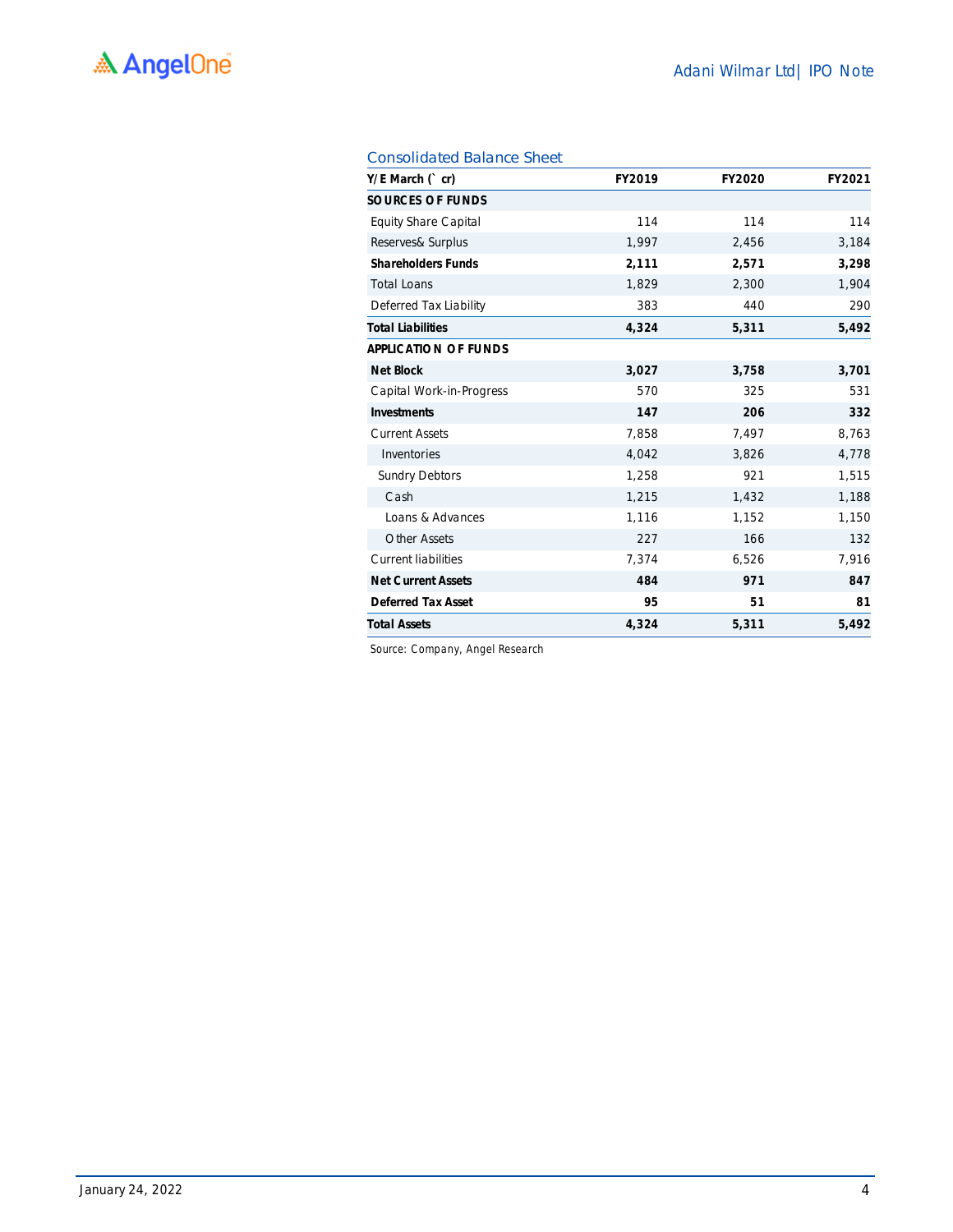### Consolidated Balance Sheet

| Y/E March (` cr) | FY2019 | FY2020 | FY2021 |
|---|---|---|---|
| **SOURCES OF FUNDS** | | | |
| Equity Share Capital | 114 | 114 | 114 |
| Reserves& Surplus | 1,997 | 2,456 | 3,184 |
| **Shareholders Funds** | **2,111** | **2,571** | **3,298** |
| Total Loans | 1,829 | 2,300 | 1,904 |
| Deferred Tax Liability | 383 | 440 | 290 |
| **Total Liabilities** | **4,324** | **5,311** | **5,492** |
| **APPLICATION OF FUNDS** | | | |
| **Net Block** | **3,027** | **3,758** | **3,701** |
| Capital Work-in-Progress | 570 | 325 | 531 |
| **Investments** | **147** | **206** | **332** |
| Current Assets | 7,858 | 7,497 | 8,763 |
| Inventories | 4,042 | 3,826 | 4,778 |
| Sundry Debtors | 1,258 | 921 | 1,515 |
| Cash | 1,215 | 1,432 | 1,188 |
| Loans & Advances | 1,116 | 1,152 | 1,150 |
| Other Assets | 227 | 166 | 132 |
| Current liabilities | 7,374 | 6,526 | 7,916 |
| **Net Current Assets** | **484** | **971** | **847** |
| **Deferred Tax Asset** | **95** | **51** | **81** |
| **Total Assets** | **4,324** | **5,311** | **5,492** |

Source: Company, Angel Research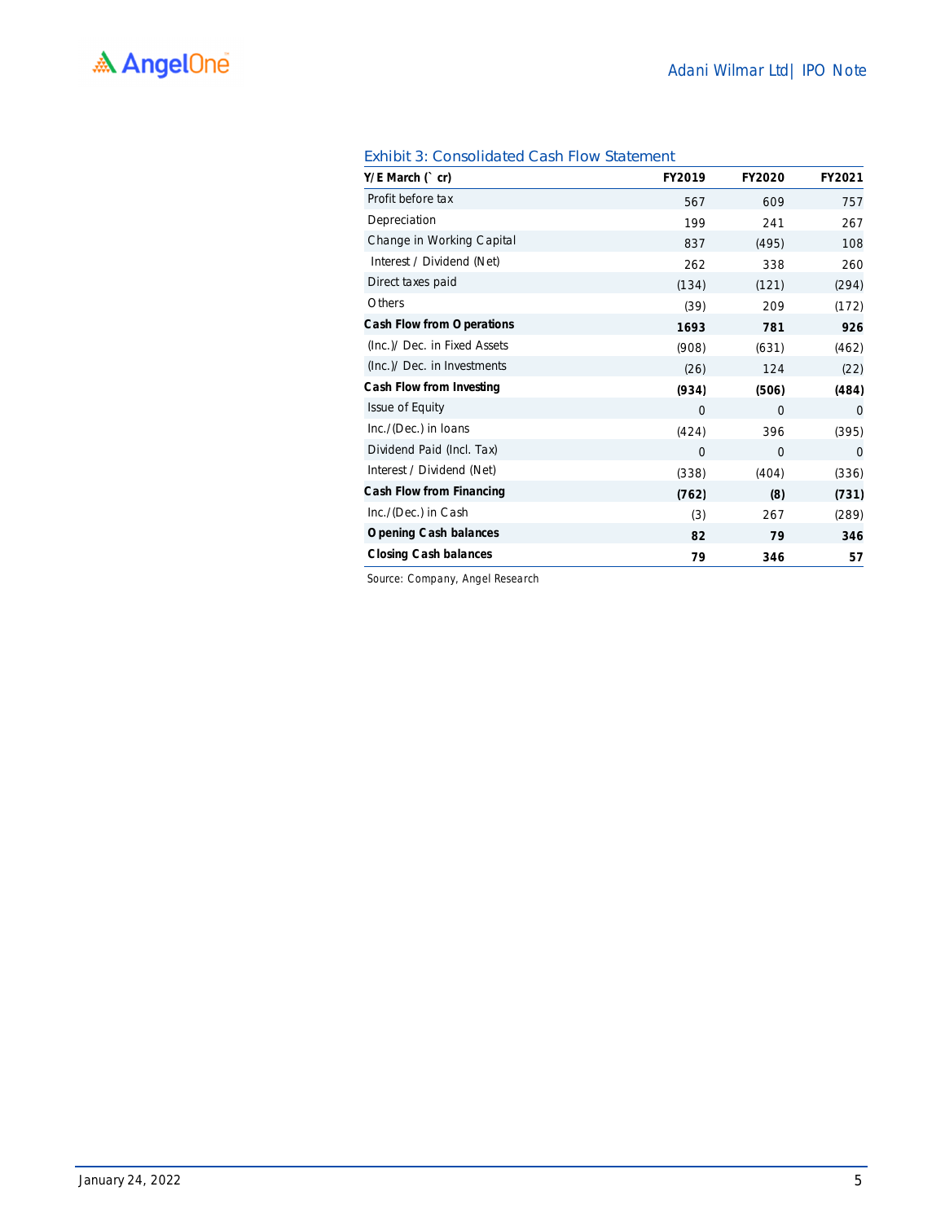Exhibit 3: Consolidated Cash Flow Statement

| Y/E March (` cr) | FY2019 | FY2020 | FY2021 |
|---|---|---|---|
| Profit before tax | 567 | 609 | 757 |
| Depreciation | 199 | 241 | 267 |
| Change in Working Capital | 837 | (495) | 108 |
| Interest / Dividend (Net) | 262 | 338 | 260 |
| Direct taxes paid | (134) | (121) | (294) |
| Others | (39) | 209 | (172) |
| **Cash Flow from Operations** | **1693** | **781** | **926** |
| (Inc.)/ Dec. in Fixed Assets | (908) | (631) | (462) |
| (Inc.)/ Dec. in Investments | (26) | 124 | (22) |
| **Cash Flow from Investing** | **(934)** | **(506)** | **(484)** |
| Issue of Equity | 0 | 0 | 0 |
| Inc./(Dec.) in loans | (424) | 396 | (395) |
| Dividend Paid (Incl. Tax) | 0 | 0 | 0 |
| Interest / Dividend (Net) | (338) | (404) | (336) |
| **Cash Flow from Financing** | **(762)** | **(8)** | **(731)** |
| Inc./(Dec.) in Cash | (3) | 267 | (289) |
| **Opening Cash balances** | **82** | **79** | **346** |
| **Closing Cash balances** | **79** | **346** | **57** |

Source: Company, Angel Research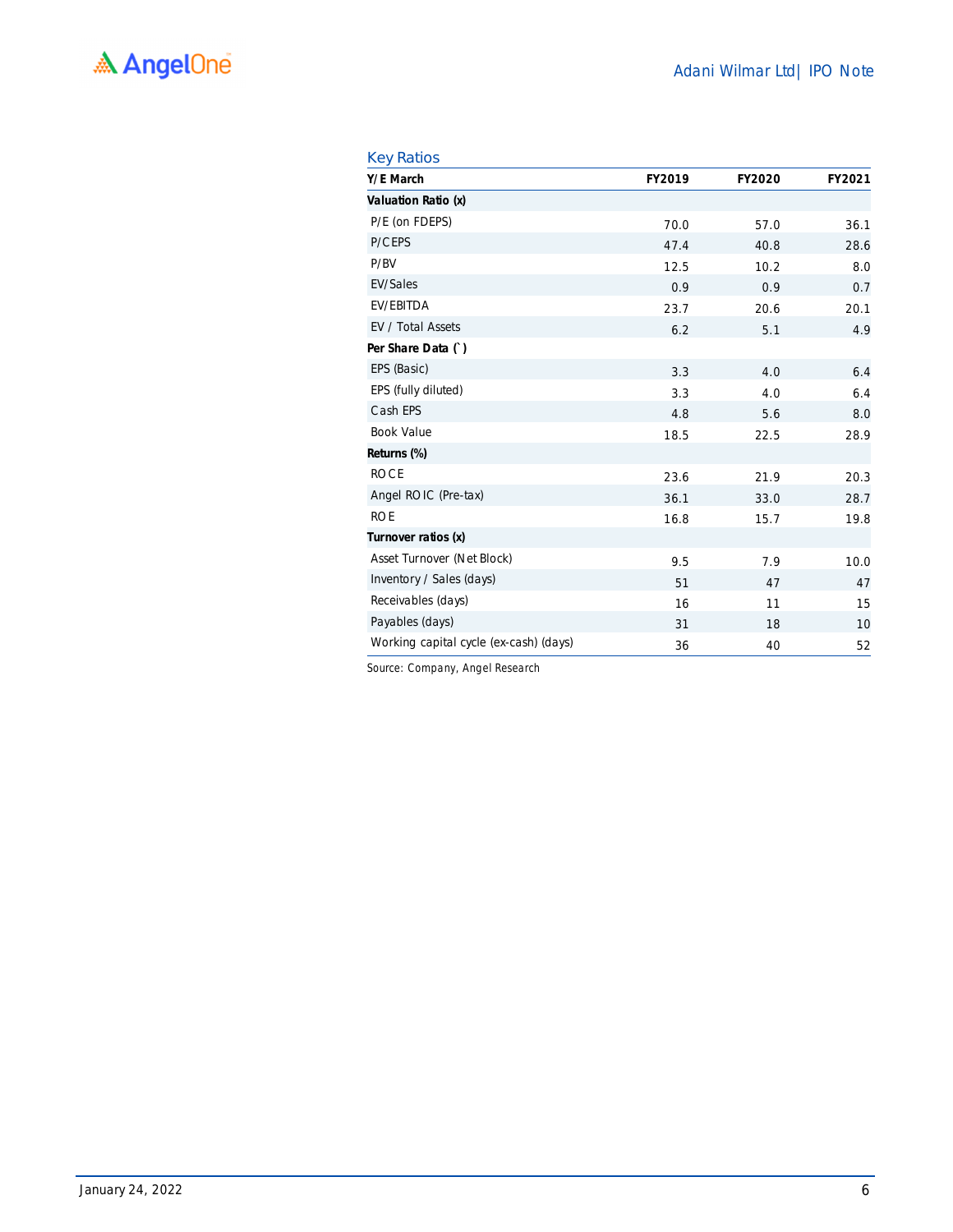### Key Ratios

| Y/E March | FY2019 | FY2020 | FY2021 |
|---|---|---|---|
| **Valuation Ratio (x)** | | | |
| P/E (on FDEPS) | 70.0 | 57.0 | 36.1 |
| P/CEPS | 47.4 | 40.8 | 28.6 |
| P/BV | 12.5 | 10.2 | 8.0 |
| EV/Sales | 0.9 | 0.9 | 0.7 |
| EV/EBITDA | 23.7 | 20.6 | 20.1 |
| EV / Total Assets | 6.2 | 5.1 | 4.9 |
| **Per Share Data (`)** | | | |
| EPS (Basic) | 3.3 | 4.0 | 6.4 |
| EPS (fully diluted) | 3.3 | 4.0 | 6.4 |
| Cash EPS | 4.8 | 5.6 | 8.0 |
| Book Value | 18.5 | 22.5 | 28.9 |
| **Returns (%)** | | | |
| ROCE | 23.6 | 21.9 | 20.3 |
| Angel ROIC (Pre-tax) | 36.1 | 33.0 | 28.7 |
| ROE | 16.8 | 15.7 | 19.8 |
| **Turnover ratios (x)** | | | |
| Asset Turnover (Net Block) | 9.5 | 7.9 | 10.0 |
| Inventory / Sales (days) | 51 | 47 | 47 |
| Receivables (days) | 16 | 11 | 15 |
| Payables (days) | 31 | 18 | 10 |
| Working capital cycle (ex-cash) (days) | 36 | 40 | 52 |

Source: Company, Angel Research

January 24, 2022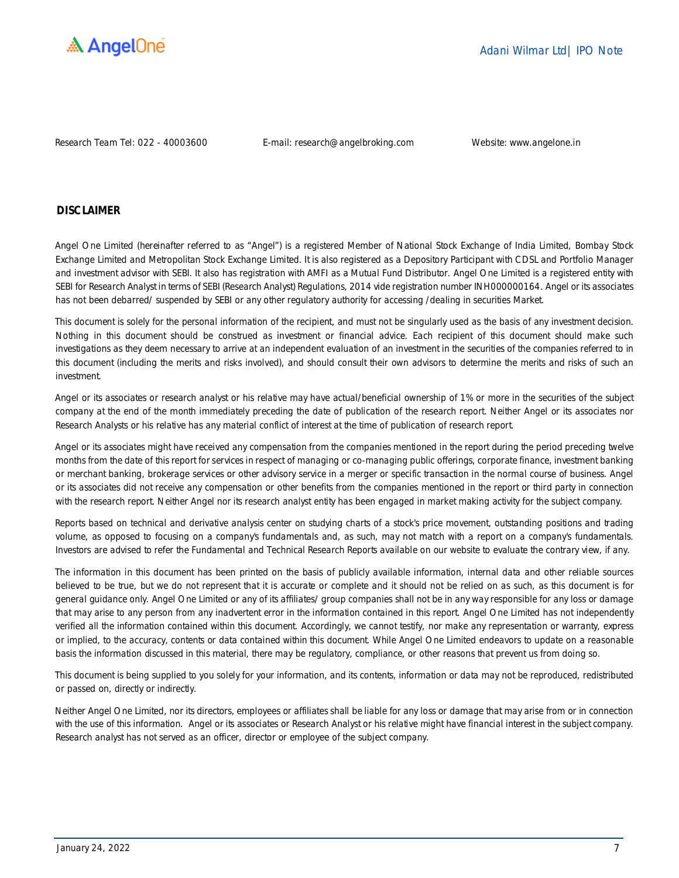Research Team Tel: 022 - 40003600 E-mail: research@angelbroking.com Website: www.angelone.in

## DISCLAIMER

Angel One Limited (hereinafter referred to as "Angel") is a registered Member of National Stock Exchange of India Limited, Bombay Stock Exchange Limited and Metropolitan Stock Exchange Limited. It is also registered as a Depository Participant with CDSL and Portfolio Manager and investment advisor with SEBI. It also has registration with AMFI as a Mutual Fund Distributor. Angel One Limited is a registered entity with SEBI for Research Analyst in terms of SEBI (Research Analyst) Regulations, 2014 vide registration number INH000000164. Angel or its associates has not been debarred/ suspended by SEBI or any other regulatory authority for accessing /dealing in securities Market.

This document is solely for the personal information of the recipient, and must not be singularly used as the basis of any investment decision. Nothing in this document should be construed as investment or financial advice. Each recipient of this document should make such investigations as they deem necessary to arrive at an independent evaluation of an investment in the securities of the companies referred to in this document (including the merits and risks involved), and should consult their own advisors to determine the merits and risks of such an investment.

Angel or its associates or research analyst or his relative may have actual/beneficial ownership of 1% or more in the securities of the subject company at the end of the month immediately preceding the date of publication of the research report. Neither Angel or its associates nor Research Analysts or his relative has any material conflict of interest at the time of publication of research report.

Angel or its associates might have received any compensation from the companies mentioned in the report during the period preceding twelve months from the date of this report for services in respect of managing or co-managing public offerings, corporate finance, investment banking or merchant banking, brokerage services or other advisory service in a merger or specific transaction in the normal course of business. Angel or its associates did not receive any compensation or other benefits from the companies mentioned in the report or third party in connection with the research report. Neither Angel nor its research analyst entity has been engaged in market making activity for the subject company.

Reports based on technical and derivative analysis center on studying charts of a stock's price movement, outstanding positions and trading volume, as opposed to focusing on a company's fundamentals and, as such, may not match with a report on a company's fundamentals. Investors are advised to refer the Fundamental and Technical Research Reports available on our website to evaluate the contrary view, if any.

The information in this document has been printed on the basis of publicly available information, internal data and other reliable sources believed to be true, but we do not represent that it is accurate or complete and it should not be relied on as such, as this document is for general guidance only. Angel One Limited or any of its affiliates/ group companies shall not be in any way responsible for any loss or damage that may arise to any person from any inadvertent error in the information contained in this report. Angel One Limited has not independently verified all the information contained within this document. Accordingly, we cannot testify, nor make any representation or warranty, express or implied, to the accuracy, contents or data contained within this document. While Angel One Limited endeavors to update on a reasonable basis the information discussed in this material, there may be regulatory, compliance, or other reasons that prevent us from doing so.

This document is being supplied to you solely for your information, and its contents, information or data may not be reproduced, redistributed or passed on, directly or indirectly.

Neither Angel One Limited, nor its directors, employees or affiliates shall be liable for any loss or damage that may arise from or in connection with the use of this information. Angel or its associates or Research Analyst or his relative might have financial interest in the subject company. Research analyst has not served as an officer, director or employee of the subject company.